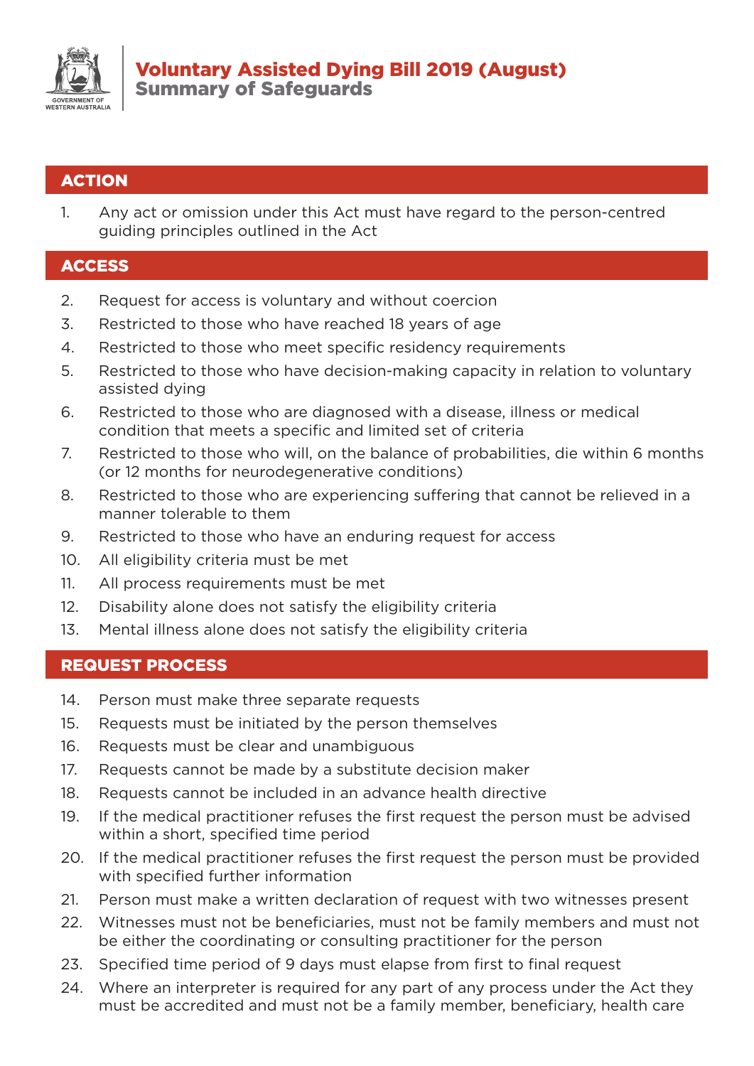GOVERNMENT OF WESTERN AUSTRALIA

# Voluntary Assisted Dying Bill 2019 (August)
## Summary of Safeguards

### ACTION

1. Any act or omission under this Act must have regard to the person-centred guiding principles outlined in the Act

### ACCESS

2. Request for access is voluntary and without coercion
3. Restricted to those who have reached 18 years of age
4. Restricted to those who meet specific residency requirements
5. Restricted to those who have decision-making capacity in relation to voluntary assisted dying
6. Restricted to those who are diagnosed with a disease, illness or medical condition that meets a specific and limited set of criteria
7. Restricted to those who will, on the balance of probabilities, die within 6 months (or 12 months for neurodegenerative conditions)
8. Restricted to those who are experiencing suffering that cannot be relieved in a manner tolerable to them
9. Restricted to those who have an enduring request for access
10. All eligibility criteria must be met
11. All process requirements must be met
12. Disability alone does not satisfy the eligibility criteria
13. Mental illness alone does not satisfy the eligibility criteria

### REQUEST PROCESS

14. Person must make three separate requests
15. Requests must be initiated by the person themselves
16. Requests must be clear and unambiguous
17. Requests cannot be made by a substitute decision maker
18. Requests cannot be included in an advance health directive
19. If the medical practitioner refuses the first request the person must be advised within a short, specified time period
20. If the medical practitioner refuses the first request the person must be provided with specified further information
21. Person must make a written declaration of request with two witnesses present
22. Witnesses must not be beneficiaries, must not be family members and must not be either the coordinating or consulting practitioner for the person
23. Specified time period of 9 days must elapse from first to final request
24. Where an interpreter is required for any part of any process under the Act they must be accredited and must not be a family member, beneficiary, health care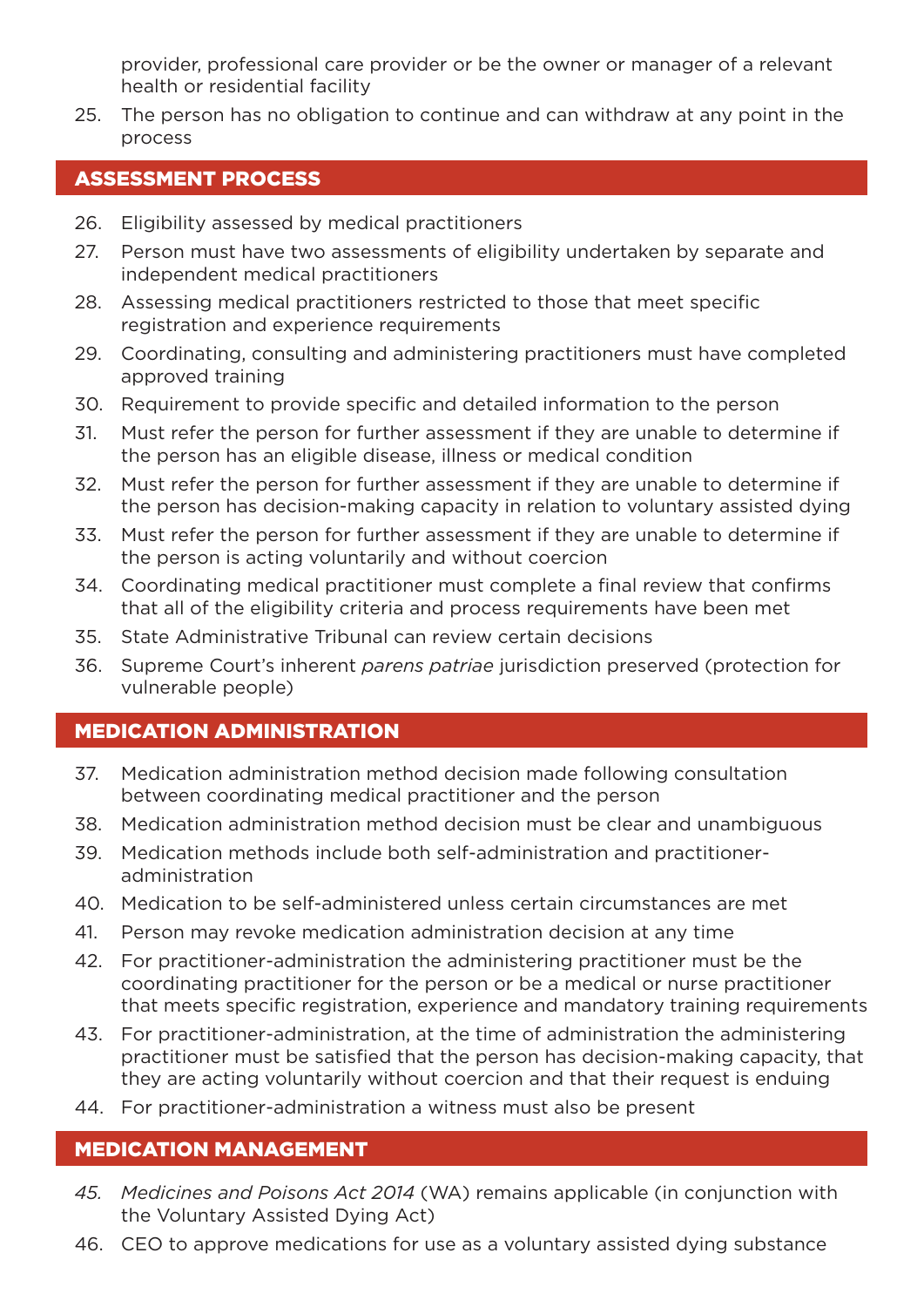provider, professional care provider or be the owner or manager of a relevant health or residential facility

25. The person has no obligation to continue and can withdraw at any point in the process

## ASSESSMENT PROCESS

26. Eligibility assessed by medical practitioners
27. Person must have two assessments of eligibility undertaken by separate and independent medical practitioners
28. Assessing medical practitioners restricted to those that meet specific registration and experience requirements
29. Coordinating, consulting and administering practitioners must have completed approved training
30. Requirement to provide specific and detailed information to the person
31. Must refer the person for further assessment if they are unable to determine if the person has an eligible disease, illness or medical condition
32. Must refer the person for further assessment if they are unable to determine if the person has decision-making capacity in relation to voluntary assisted dying
33. Must refer the person for further assessment if they are unable to determine if the person is acting voluntarily and without coercion
34. Coordinating medical practitioner must complete a final review that confirms that all of the eligibility criteria and process requirements have been met
35. State Administrative Tribunal can review certain decisions
36. Supreme Court's inherent *parens patriae* jurisdiction preserved (protection for vulnerable people)

## MEDICATION ADMINISTRATION

37. Medication administration method decision made following consultation between coordinating medical practitioner and the person
38. Medication administration method decision must be clear and unambiguous
39. Medication methods include both self-administration and practitioner-administration
40. Medication to be self-administered unless certain circumstances are met
41. Person may revoke medication administration decision at any time
42. For practitioner-administration the administering practitioner must be the coordinating practitioner for the person or be a medical or nurse practitioner that meets specific registration, experience and mandatory training requirements
43. For practitioner-administration, at the time of administration the administering practitioner must be satisfied that the person has decision-making capacity, that they are acting voluntarily without coercion and that their request is enduring
44. For practitioner-administration a witness must also be present

## MEDICATION MANAGEMENT

45. *Medicines and Poisons Act 2014* (WA) remains applicable (in conjunction with the Voluntary Assisted Dying Act)
46. CEO to approve medications for use as a voluntary assisted dying substance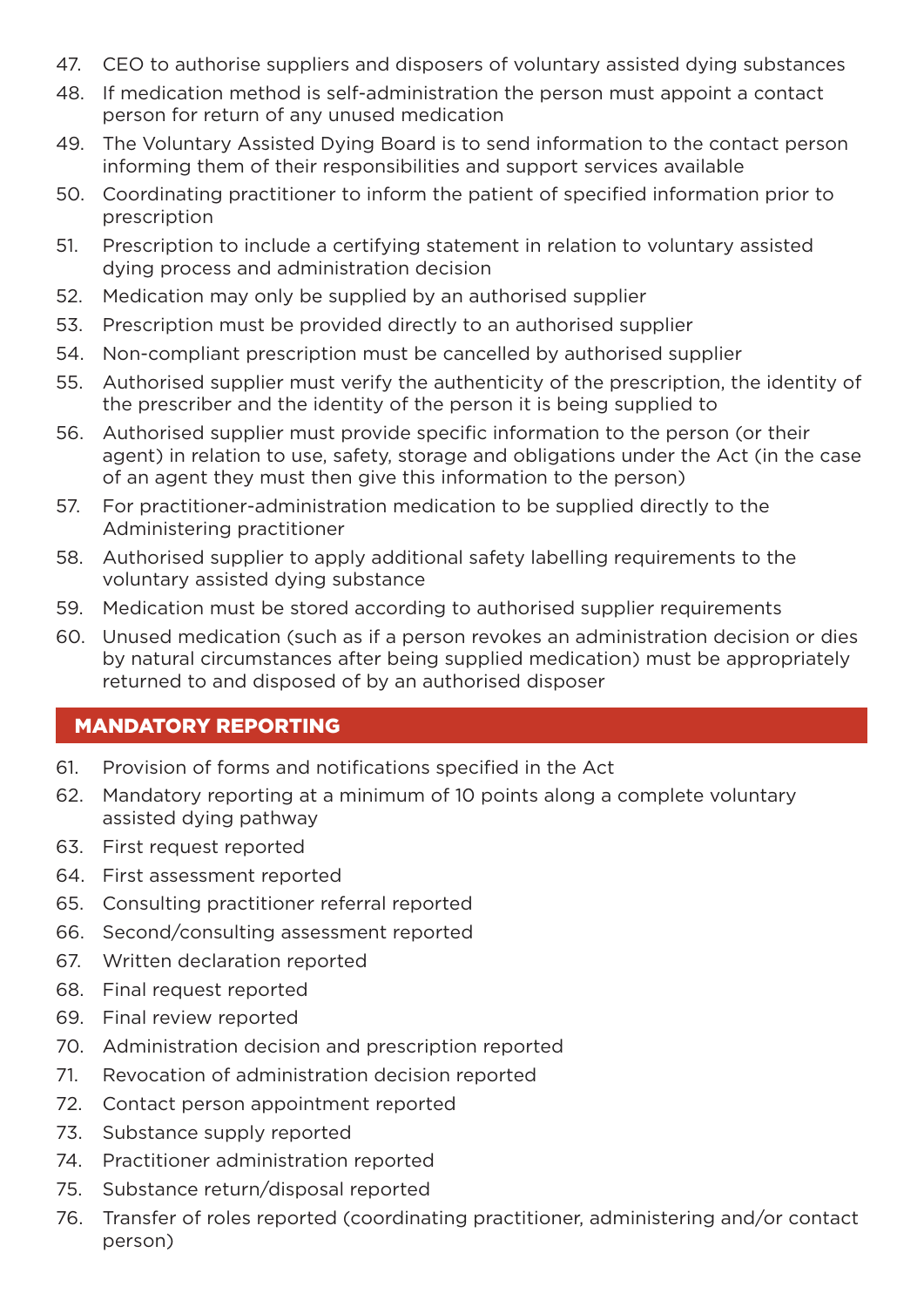47. CEO to authorise suppliers and disposers of voluntary assisted dying substances
48. If medication method is self-administration the person must appoint a contact person for return of any unused medication
49. The Voluntary Assisted Dying Board is to send information to the contact person informing them of their responsibilities and support services available
50. Coordinating practitioner to inform the patient of specified information prior to prescription
51. Prescription to include a certifying statement in relation to voluntary assisted dying process and administration decision
52. Medication may only be supplied by an authorised supplier
53. Prescription must be provided directly to an authorised supplier
54. Non-compliant prescription must be cancelled by authorised supplier
55. Authorised supplier must verify the authenticity of the prescription, the identity of the prescriber and the identity of the person it is being supplied to
56. Authorised supplier must provide specific information to the person (or their agent) in relation to use, safety, storage and obligations under the Act (in the case of an agent they must then give this information to the person)
57. For practitioner-administration medication to be supplied directly to the Administering practitioner
58. Authorised supplier to apply additional safety labelling requirements to the voluntary assisted dying substance
59. Medication must be stored according to authorised supplier requirements
60. Unused medication (such as if a person revokes an administration decision or dies by natural circumstances after being supplied medication) must be appropriately returned to and disposed of by an authorised disposer

## MANDATORY REPORTING

61. Provision of forms and notifications specified in the Act
62. Mandatory reporting at a minimum of 10 points along a complete voluntary assisted dying pathway
63. First request reported
64. First assessment reported
65. Consulting practitioner referral reported
66. Second/consulting assessment reported
67. Written declaration reported
68. Final request reported
69. Final review reported
70. Administration decision and prescription reported
71. Revocation of administration decision reported
72. Contact person appointment reported
73. Substance supply reported
74. Practitioner administration reported
75. Substance return/disposal reported
76. Transfer of roles reported (coordinating practitioner, administering and/or contact person)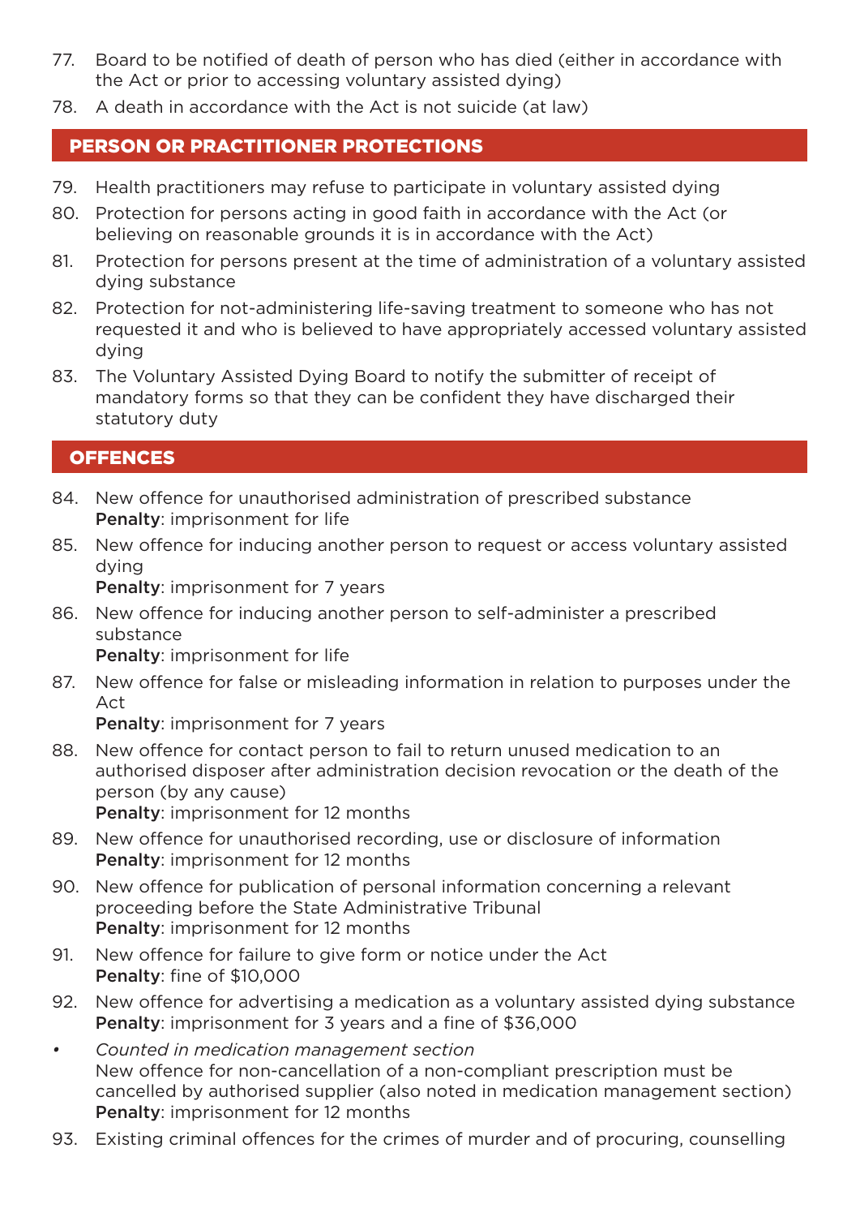77. Board to be notified of death of person who has died (either in accordance with the Act or prior to accessing voluntary assisted dying)
78. A death in accordance with the Act is not suicide (at law)

## PERSON OR PRACTITIONER PROTECTIONS

79. Health practitioners may refuse to participate in voluntary assisted dying
80. Protection for persons acting in good faith in accordance with the Act (or believing on reasonable grounds it is in accordance with the Act)
81. Protection for persons present at the time of administration of a voluntary assisted dying substance
82. Protection for not-administering life-saving treatment to someone who has not requested it and who is believed to have appropriately accessed voluntary assisted dying
83. The Voluntary Assisted Dying Board to notify the submitter of receipt of mandatory forms so that they can be confident they have discharged their statutory duty

## OFFENCES

84. New offence for unauthorised administration of prescribed substance
    **Penalty**: imprisonment for life
85. New offence for inducing another person to request or access voluntary assisted dying
    **Penalty**: imprisonment for 7 years
86. New offence for inducing another person to self-administer a prescribed substance
    **Penalty**: imprisonment for life
87. New offence for false or misleading information in relation to purposes under the Act
    **Penalty**: imprisonment for 7 years
88. New offence for contact person to fail to return unused medication to an authorised disposer after administration decision revocation or the death of the person (by any cause)
    **Penalty**: imprisonment for 12 months
89. New offence for unauthorised recording, use or disclosure of information
    **Penalty**: imprisonment for 12 months
90. New offence for publication of personal information concerning a relevant proceeding before the State Administrative Tribunal
    **Penalty**: imprisonment for 12 months
91. New offence for failure to give form or notice under the Act
    **Penalty**: fine of $10,000
92. New offence for advertising a medication as a voluntary assisted dying substance
    **Penalty**: imprisonment for 3 years and a fine of $36,000

- *Counted in medication management section*
  New offence for non-cancellation of a non-compliant prescription must be cancelled by authorised supplier (also noted in medication management section)
  **Penalty**: imprisonment for 12 months

93. Existing criminal offences for the crimes of murder and of procuring, counselling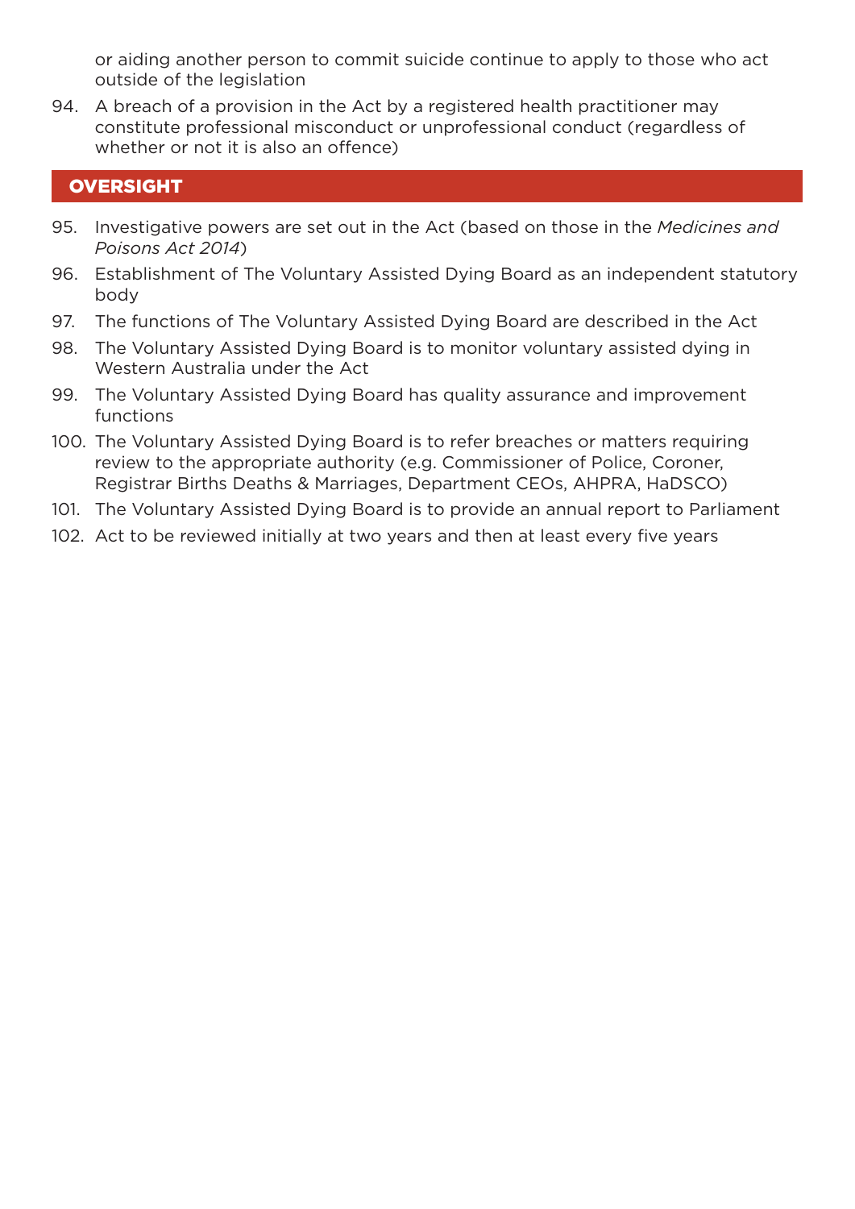or aiding another person to commit suicide continue to apply to those who act outside of the legislation

94. A breach of a provision in the Act by a registered health practitioner may constitute professional misconduct or unprofessional conduct (regardless of whether or not it is also an offence)

## OVERSIGHT

95. Investigative powers are set out in the Act (based on those in the *Medicines and Poisons Act 2014*)
96. Establishment of The Voluntary Assisted Dying Board as an independent statutory body
97. The functions of The Voluntary Assisted Dying Board are described in the Act
98. The Voluntary Assisted Dying Board is to monitor voluntary assisted dying in Western Australia under the Act
99. The Voluntary Assisted Dying Board has quality assurance and improvement functions
100. The Voluntary Assisted Dying Board is to refer breaches or matters requiring review to the appropriate authority (e.g. Commissioner of Police, Coroner, Registrar Births Deaths & Marriages, Department CEOs, AHPRA, HaDSCO)
101. The Voluntary Assisted Dying Board is to provide an annual report to Parliament
102. Act to be reviewed initially at two years and then at least every five years